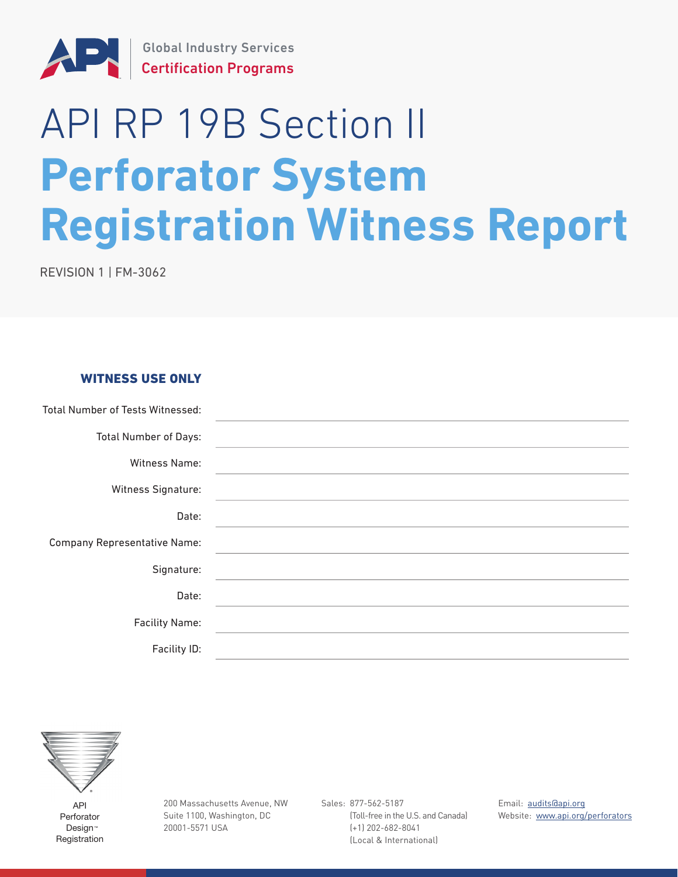Global Industry Services
Certification Programs

# API RP 19B Section II

# Perforator System Registration Witness Report

REVISION 1 | FM-3062

## WITNESS USE ONLY

Total Number of Tests Witnessed: ______________________

Total Number of Days: ______________________

Witness Name: ______________________

Witness Signature: ______________________

Date: ______________________

Company Representative Name: ______________________

Signature: ______________________

Date: ______________________

Facility Name: ______________________

Facility ID: ______________________

API Perforator Design™ Registration

200 Massachusetts Avenue, NW
Suite 1100, Washington, DC
20001-5571 USA

Sales: 877-562-5187
(Toll-free in the U.S. and Canada)
(+1) 202-682-8041
(Local & International)

Email: audits@api.org
Website: www.api.org/perforators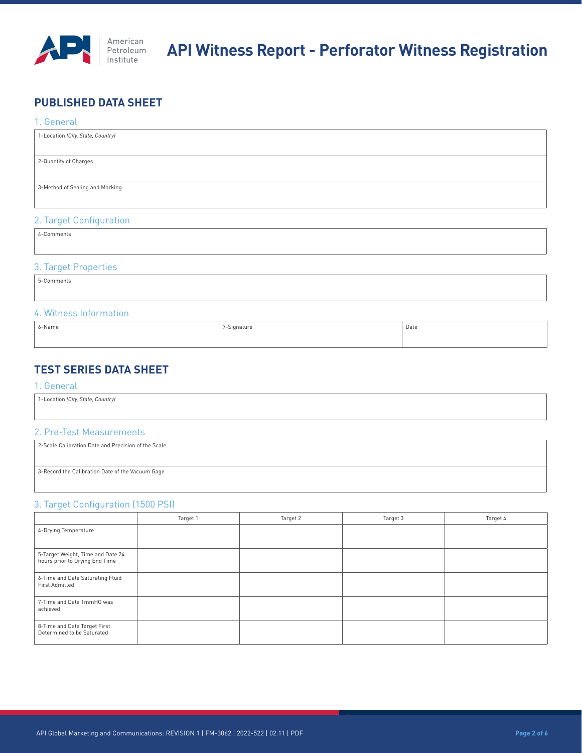# API Witness Report - Perforator Witness Registration

## PUBLISHED DATA SHEET

### 1. General

| |
|---|
| 1-Location *(City, State, Country)* |
| 2-Quantity of Charges |
| 3-Method of Sealing and Marking |

### 2. Target Configuration

| |
|---|
| 4-Comments |

### 3. Target Properties

| |
|---|
| 5-Comments |

### 4. Witness Information

| 6-Name | 7-Signature | Date |
|---|---|---|
| | | |

## TEST SERIES DATA SHEET

### 1. General

| |
|---|
| 1-Location *(City, State, Country)* |

### 2. Pre-Test Measurements

| |
|---|
| 2-Scale Calibration Date and Precision of the Scale |
| 3-Record the Calibration Date of the Vacuum Gage |

### 3. Target Configuration (1500 PSI)

| | Target 1 | Target 2 | Target 3 | Target 4 |
|---|---|---|---|---|
| 4-Drying Temperature | | | | |
| 5-Target Weight, Time and Date 24 hours prior to Drying End Time | | | | |
| 6-Time and Date Saturating Fluid First Admitted | | | | |
| 7-Time and Date 1mmHG was achieved | | | | |
| 8-Time and Date Target First Determined to be Saturated | | | | |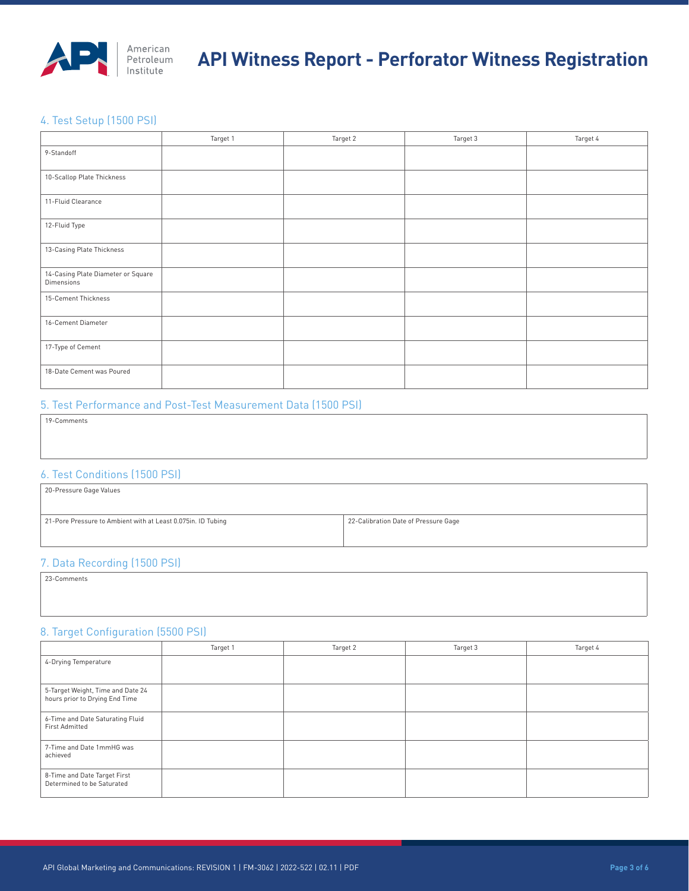## 4. Test Setup (1500 PSI)

| | Target 1 | Target 2 | Target 3 | Target 4 |
|---|---|---|---|---|
| 9-Standoff | | | | |
| 10-Scallop Plate Thickness | | | | |
| 11-Fluid Clearance | | | | |
| 12-Fluid Type | | | | |
| 13-Casing Plate Thickness | | | | |
| 14-Casing Plate Diameter or Square Dimensions | | | | |
| 15-Cement Thickness | | | | |
| 16-Cement Diameter | | | | |
| 17-Type of Cement | | | | |
| 18-Date Cement was Poured | | | | |

## 5. Test Performance and Post-Test Measurement Data (1500 PSI)

19-Comments

## 6. Test Conditions (1500 PSI)

20-Pressure Gage Values

| | |
|---|---|
| 21-Pore Pressure to Ambient with at Least 0.075in. ID Tubing | 22-Calibration Date of Pressure Gage |

## 7. Data Recording (1500 PSI)

23-Comments

## 8. Target Configuration (5500 PSI)

| | Target 1 | Target 2 | Target 3 | Target 4 |
|---|---|---|---|---|
| 4-Drying Temperature | | | | |
| 5-Target Weight, Time and Date 24 hours prior to Drying End Time | | | | |
| 6-Time and Date Saturating Fluid First Admitted | | | | |
| 7-Time and Date 1mmHG was achieved | | | | |
| 8-Time and Date Target First Determined to be Saturated | | | | |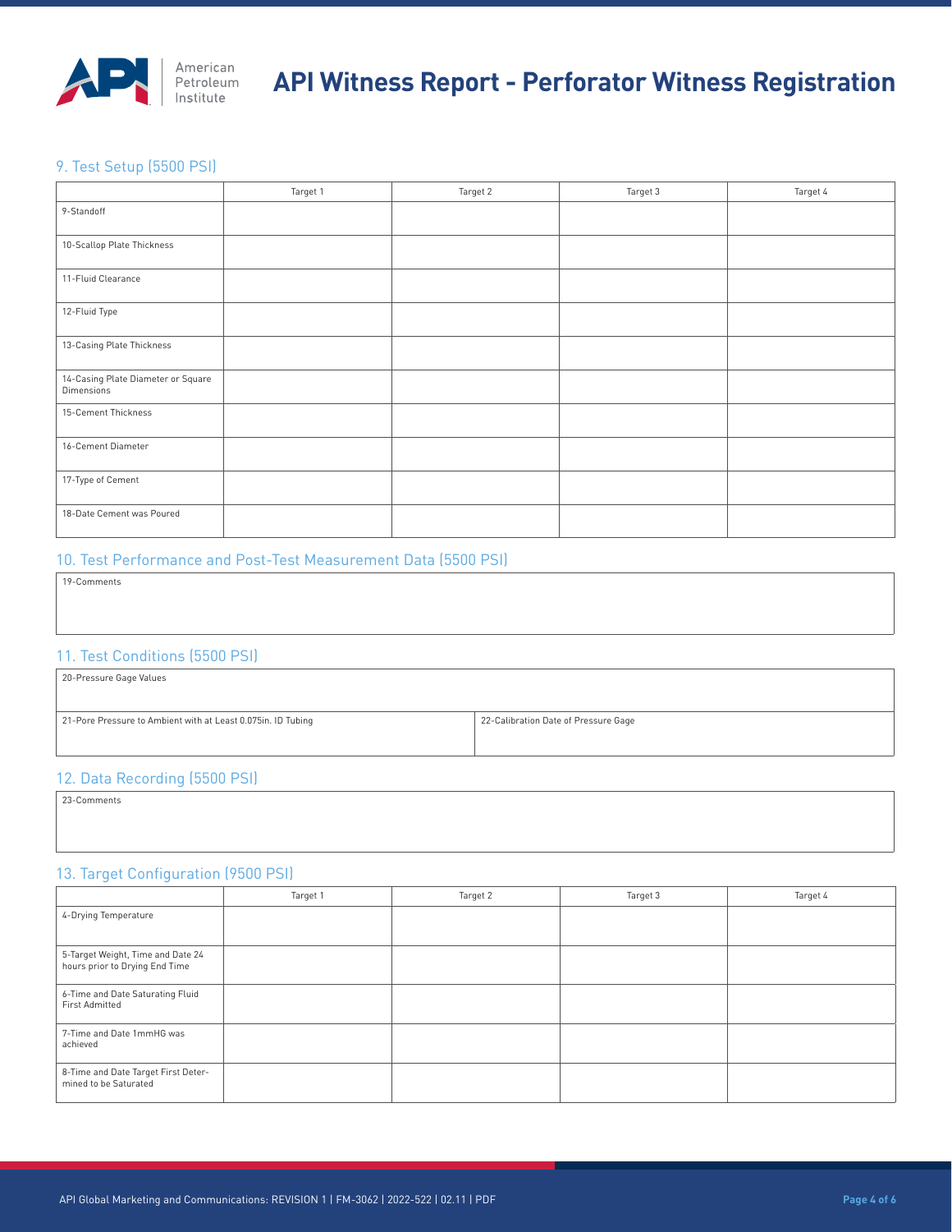# API Witness Report - Perforator Witness Registration

## 9. Test Setup (5500 PSI)

| | Target 1 | Target 2 | Target 3 | Target 4 |
|---|---|---|---|---|
| 9-Standoff | | | | |
| 10-Scallop Plate Thickness | | | | |
| 11-Fluid Clearance | | | | |
| 12-Fluid Type | | | | |
| 13-Casing Plate Thickness | | | | |
| 14-Casing Plate Diameter or Square Dimensions | | | | |
| 15-Cement Thickness | | | | |
| 16-Cement Diameter | | | | |
| 17-Type of Cement | | | | |
| 18-Date Cement was Poured | | | | |

## 10. Test Performance and Post-Test Measurement Data (5500 PSI)

| |
|---|
| 19-Comments |

## 11. Test Conditions (5500 PSI)

| | |
|---|---|
| 20-Pressure Gage Values | |
| 21-Pore Pressure to Ambient with at Least 0.075in. ID Tubing | 22-Calibration Date of Pressure Gage |

## 12. Data Recording (5500 PSI)

| |
|---|
| 23-Comments |

## 13. Target Configuration (9500 PSI)

| | Target 1 | Target 2 | Target 3 | Target 4 |
|---|---|---|---|---|
| 4-Drying Temperature | | | | |
| 5-Target Weight, Time and Date 24 hours prior to Drying End Time | | | | |
| 6-Time and Date Saturating Fluid First Admitted | | | | |
| 7-Time and Date 1mmHG was achieved | | | | |
| 8-Time and Date Target First Determined to be Saturated | | | | |

API Global Marketing and Communications: REVISION 1 | FM-3062 | 2022-522 | 02.11 | PDF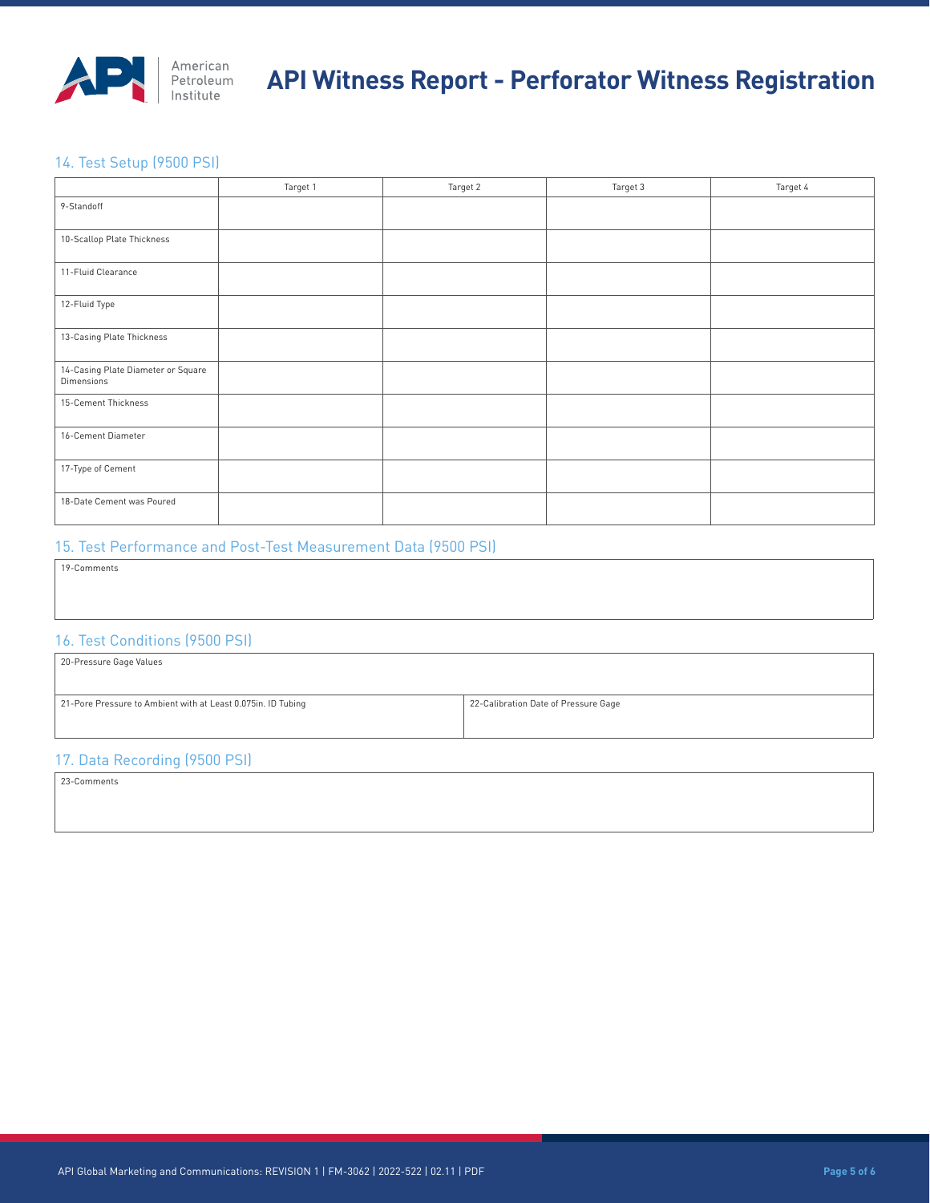# API Witness Report - Perforator Witness Registration

## 14. Test Setup (9500 PSI)

| | Target 1 | Target 2 | Target 3 | Target 4 |
|---|---|---|---|---|
| 9-Standoff | | | | |
| 10-Scallop Plate Thickness | | | | |
| 11-Fluid Clearance | | | | |
| 12-Fluid Type | | | | |
| 13-Casing Plate Thickness | | | | |
| 14-Casing Plate Diameter or Square Dimensions | | | | |
| 15-Cement Thickness | | | | |
| 16-Cement Diameter | | | | |
| 17-Type of Cement | | | | |
| 18-Date Cement was Poured | | | | |

## 15. Test Performance and Post-Test Measurement Data (9500 PSI)

| |
|---|
| 19-Comments |

## 16. Test Conditions (9500 PSI)

| | |
|---|---|
| 20-Pressure Gage Values | |
| 21-Pore Pressure to Ambient with at Least 0.075in. ID Tubing | 22-Calibration Date of Pressure Gage |

## 17. Data Recording (9500 PSI)

| |
|---|
| 23-Comments |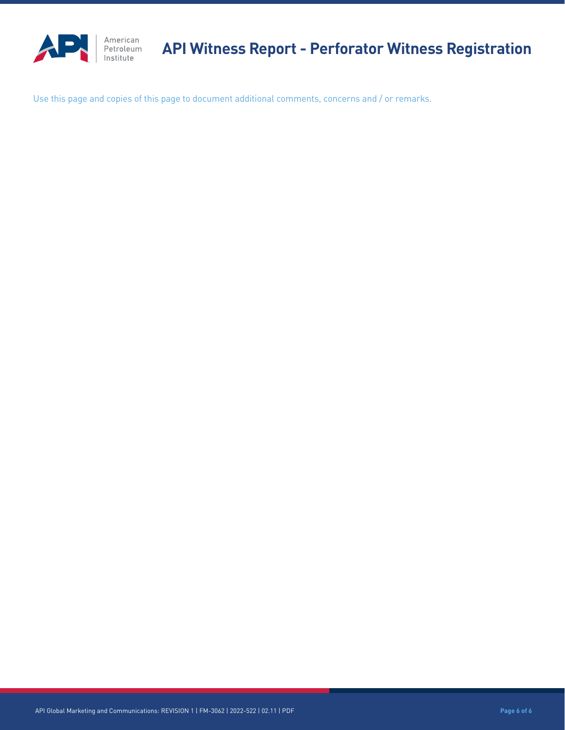# API Witness Report - Perforator Witness Registration

Use this page and copies of this page to document additional comments, concerns and / or remarks.